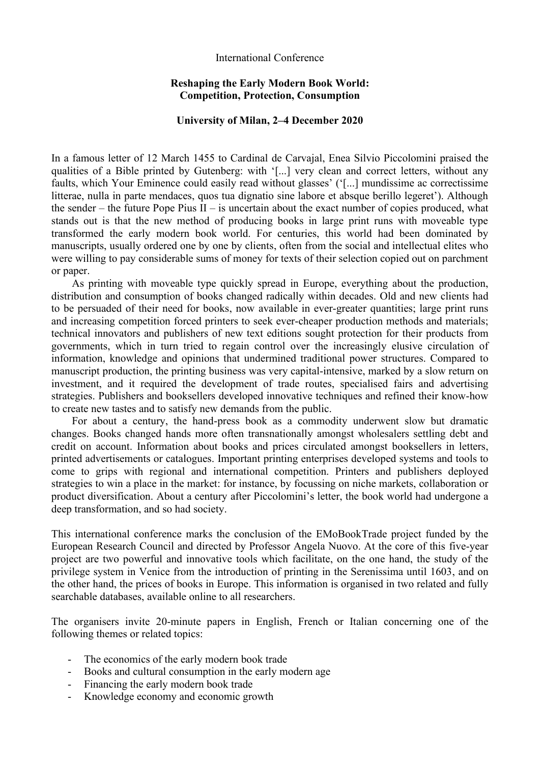International Conference

**Reshaping the Early Modern Book World: Competition, Protection, Consumption**

**University of Milan, 2–4 December 2020**

In a famous letter of 12 March 1455 to Cardinal de Carvajal, Enea Silvio Piccolomini praised the qualities of a Bible printed by Gutenberg: with '[...] very clean and correct letters, without any faults, which Your Eminence could easily read without glasses' ('[...] mundissime ac correctissime litterae, nulla in parte mendaces, quos tua dignatio sine labore et absque berillo legeret'). Although the sender – the future Pope Pius II – is uncertain about the exact number of copies produced, what stands out is that the new method of producing books in large print runs with moveable type transformed the early modern book world. For centuries, this world had been dominated by manuscripts, usually ordered one by one by clients, often from the social and intellectual elites who were willing to pay considerable sums of money for texts of their selection copied out on parchment or paper.

As printing with moveable type quickly spread in Europe, everything about the production, distribution and consumption of books changed radically within decades. Old and new clients had to be persuaded of their need for books, now available in ever-greater quantities; large print runs and increasing competition forced printers to seek ever-cheaper production methods and materials; technical innovators and publishers of new text editions sought protection for their products from governments, which in turn tried to regain control over the increasingly elusive circulation of information, knowledge and opinions that undermined traditional power structures. Compared to manuscript production, the printing business was very capital-intensive, marked by a slow return on investment, and it required the development of trade routes, specialised fairs and advertising strategies. Publishers and booksellers developed innovative techniques and refined their know-how to create new tastes and to satisfy new demands from the public.

For about a century, the hand-press book as a commodity underwent slow but dramatic changes. Books changed hands more often transnationally amongst wholesalers settling debt and credit on account. Information about books and prices circulated amongst booksellers in letters, printed advertisements or catalogues. Important printing enterprises developed systems and tools to come to grips with regional and international competition. Printers and publishers deployed strategies to win a place in the market: for instance, by focussing on niche markets, collaboration or product diversification. About a century after Piccolomini's letter, the book world had undergone a deep transformation, and so had society.

This international conference marks the conclusion of the EMoBookTrade project funded by the European Research Council and directed by Professor Angela Nuovo. At the core of this five-year project are two powerful and innovative tools which facilitate, on the one hand, the study of the privilege system in Venice from the introduction of printing in the Serenissima until 1603, and on the other hand, the prices of books in Europe. This information is organised in two related and fully searchable databases, available online to all researchers.

The organisers invite 20-minute papers in English, French or Italian concerning one of the following themes or related topics:

- The economics of the early modern book trade
- Books and cultural consumption in the early modern age
- Financing the early modern book trade
- Knowledge economy and economic growth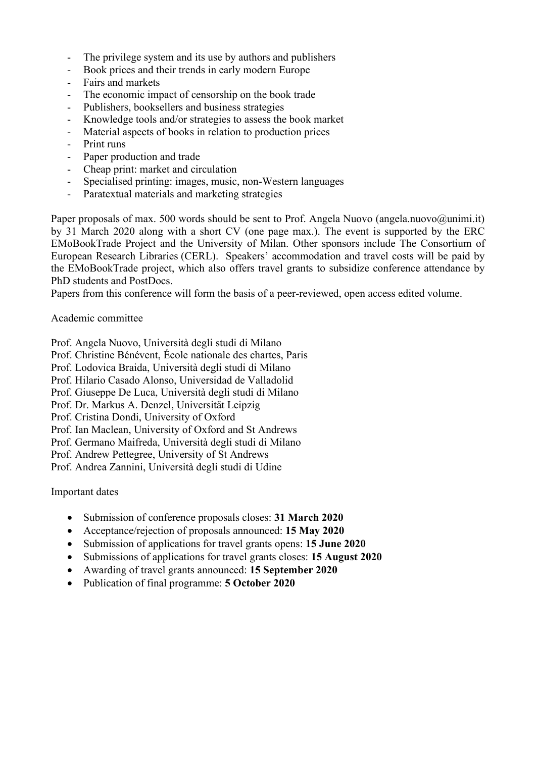- The privilege system and its use by authors and publishers
- Book prices and their trends in early modern Europe
- Fairs and markets
- The economic impact of censorship on the book trade
- Publishers, booksellers and business strategies
- Knowledge tools and/or strategies to assess the book market
- Material aspects of books in relation to production prices
- Print runs
- Paper production and trade
- Cheap print: market and circulation
- Specialised printing: images, music, non-Western languages
- Paratextual materials and marketing strategies

Paper proposals of max. 500 words should be sent to Prof. Angela Nuovo (angela.nuovo@unimi.it) by 31 March 2020 along with a short CV (one page max.). The event is supported by the ERC EMoBookTrade Project and the University of Milan. Other sponsors include The Consortium of European Research Libraries (CERL). Speakers' accommodation and travel costs will be paid by the EMoBookTrade project, which also offers travel grants to subsidize conference attendance by PhD students and PostDocs.
Papers from this conference will form the basis of a peer-reviewed, open access edited volume.

Academic committee

Prof. Angela Nuovo, Università degli studi di Milano
Prof. Christine Bénévent, École nationale des chartes, Paris
Prof. Lodovica Braida, Università degli studi di Milano
Prof. Hilario Casado Alonso, Universidad de Valladolid
Prof. Giuseppe De Luca, Università degli studi di Milano
Prof. Dr. Markus A. Denzel, Universität Leipzig
Prof. Cristina Dondi, University of Oxford
Prof. Ian Maclean, University of Oxford and St Andrews
Prof. Germano Maifreda, Università degli studi di Milano
Prof. Andrew Pettegree, University of St Andrews
Prof. Andrea Zannini, Università degli studi di Udine

Important dates

- Submission of conference proposals closes: **31 March 2020**
- Acceptance/rejection of proposals announced: **15 May 2020**
- Submission of applications for travel grants opens: **15 June 2020**
- Submissions of applications for travel grants closes: **15 August 2020**
- Awarding of travel grants announced: **15 September 2020**
- Publication of final programme: **5 October 2020**